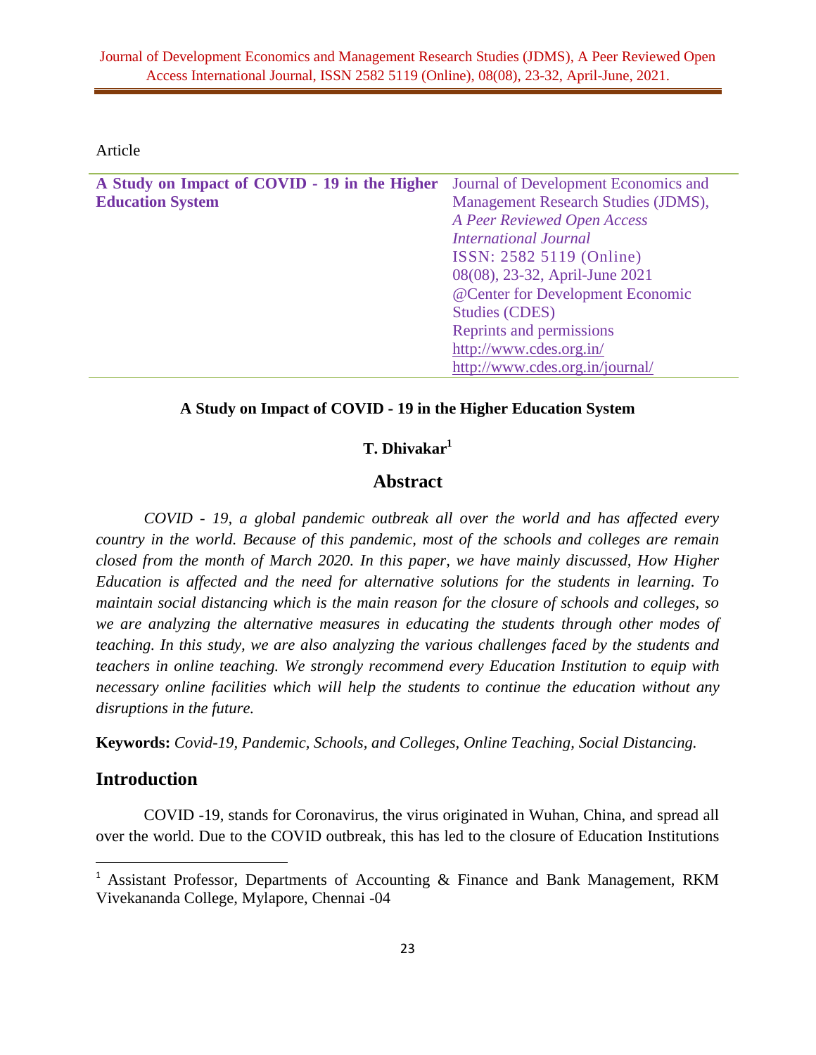Article

| A Study on Impact of COVID - 19 in the Higher Education System | Journal of Development Economics and Management Research Studies (JDMS), *A Peer Reviewed Open Access International Journal* ISSN: 2582 5119 (Online) 08(08), 23-32, April-June 2021 @Center for Development Economic Studies (CDES) Reprints and permissions http://www.cdes.org.in/ http://www.cdes.org.in/journal/ |
|---|---|

**A Study on Impact of COVID - 19 in the Higher Education System**

**T. Dhivakar[1]**

## Abstract

*COVID - 19, a global pandemic outbreak all over the world and has affected every country in the world. Because of this pandemic, most of the schools and colleges are remain closed from the month of March 2020. In this paper, we have mainly discussed, How Higher Education is affected and the need for alternative solutions for the students in learning. To maintain social distancing which is the main reason for the closure of schools and colleges, so we are analyzing the alternative measures in educating the students through other modes of teaching. In this study, we are also analyzing the various challenges faced by the students and teachers in online teaching. We strongly recommend every Education Institution to equip with necessary online facilities which will help the students to continue the education without any disruptions in the future.*

**Keywords:** *Covid-19, Pandemic, Schools, and Colleges, Online Teaching, Social Distancing.*

## Introduction

COVID -19, stands for Coronavirus, the virus originated in Wuhan, China, and spread all over the world. Due to the COVID outbreak, this has led to the closure of Education Institutions

[1] Assistant Professor, Departments of Accounting & Finance and Bank Management, RKM Vivekananda College, Mylapore, Chennai -04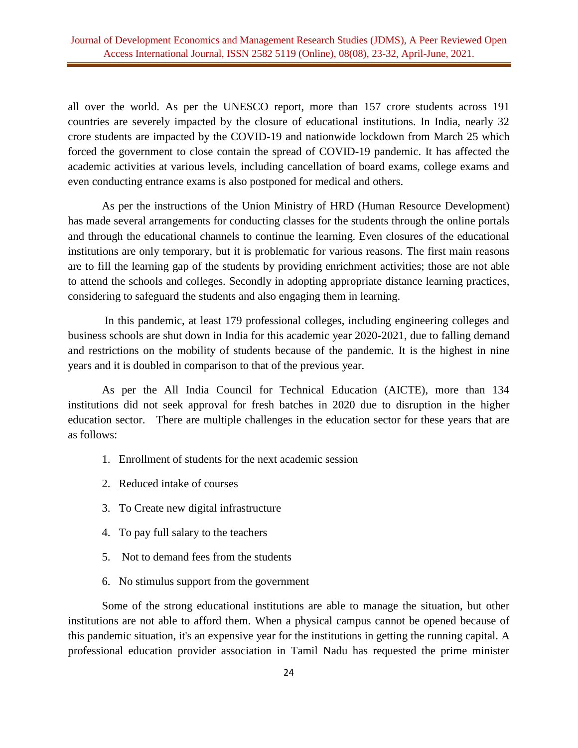all over the world. As per the UNESCO report, more than 157 crore students across 191 countries are severely impacted by the closure of educational institutions. In India, nearly 32 crore students are impacted by the COVID-19 and nationwide lockdown from March 25 which forced the government to close contain the spread of COVID-19 pandemic. It has affected the academic activities at various levels, including cancellation of board exams, college exams and even conducting entrance exams is also postponed for medical and others.

As per the instructions of the Union Ministry of HRD (Human Resource Development) has made several arrangements for conducting classes for the students through the online portals and through the educational channels to continue the learning. Even closures of the educational institutions are only temporary, but it is problematic for various reasons. The first main reasons are to fill the learning gap of the students by providing enrichment activities; those are not able to attend the schools and colleges. Secondly in adopting appropriate distance learning practices, considering to safeguard the students and also engaging them in learning.

In this pandemic, at least 179 professional colleges, including engineering colleges and business schools are shut down in India for this academic year 2020-2021, due to falling demand and restrictions on the mobility of students because of the pandemic. It is the highest in nine years and it is doubled in comparison to that of the previous year.

As per the All India Council for Technical Education (AICTE), more than 134 institutions did not seek approval for fresh batches in 2020 due to disruption in the higher education sector. There are multiple challenges in the education sector for these years that are as follows:

1. Enrollment of students for the next academic session
2. Reduced intake of courses
3. To Create new digital infrastructure
4. To pay full salary to the teachers
5. Not to demand fees from the students
6. No stimulus support from the government

Some of the strong educational institutions are able to manage the situation, but other institutions are not able to afford them. When a physical campus cannot be opened because of this pandemic situation, it's an expensive year for the institutions in getting the running capital. A professional education provider association in Tamil Nadu has requested the prime minister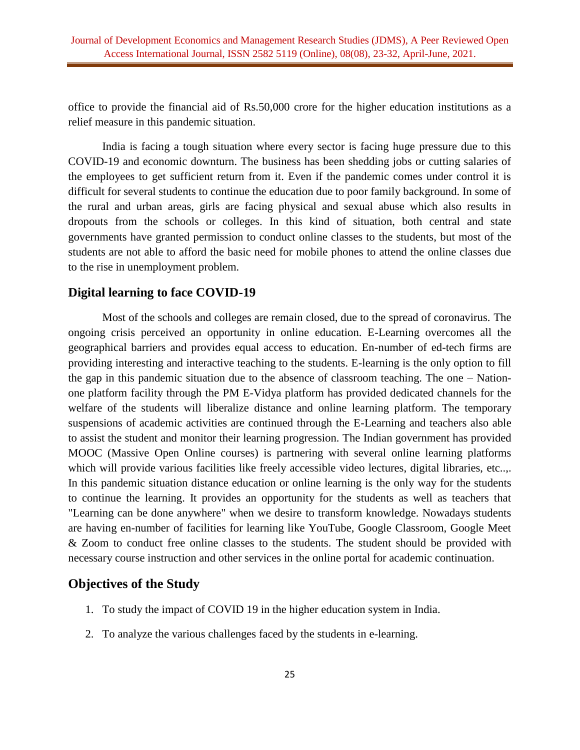office to provide the financial aid of Rs.50,000 crore for the higher education institutions as a relief measure in this pandemic situation.

India is facing a tough situation where every sector is facing huge pressure due to this COVID-19 and economic downturn. The business has been shedding jobs or cutting salaries of the employees to get sufficient return from it. Even if the pandemic comes under control it is difficult for several students to continue the education due to poor family background. In some of the rural and urban areas, girls are facing physical and sexual abuse which also results in dropouts from the schools or colleges. In this kind of situation, both central and state governments have granted permission to conduct online classes to the students, but most of the students are not able to afford the basic need for mobile phones to attend the online classes due to the rise in unemployment problem.

## Digital learning to face COVID-19

Most of the schools and colleges are remain closed, due to the spread of coronavirus. The ongoing crisis perceived an opportunity in online education. E-Learning overcomes all the geographical barriers and provides equal access to education. En-number of ed-tech firms are providing interesting and interactive teaching to the students. E-learning is the only option to fill the gap in this pandemic situation due to the absence of classroom teaching. The one – Nation-one platform facility through the PM E-Vidya platform has provided dedicated channels for the welfare of the students will liberalize distance and online learning platform. The temporary suspensions of academic activities are continued through the E-Learning and teachers also able to assist the student and monitor their learning progression. The Indian government has provided MOOC (Massive Open Online courses) is partnering with several online learning platforms which will provide various facilities like freely accessible video lectures, digital libraries, etc..,. In this pandemic situation distance education or online learning is the only way for the students to continue the learning. It provides an opportunity for the students as well as teachers that "Learning can be done anywhere" when we desire to transform knowledge. Nowadays students are having en-number of facilities for learning like YouTube, Google Classroom, Google Meet & Zoom to conduct free online classes to the students. The student should be provided with necessary course instruction and other services in the online portal for academic continuation.

## Objectives of the Study

1. To study the impact of COVID 19 in the higher education system in India.
2. To analyze the various challenges faced by the students in e-learning.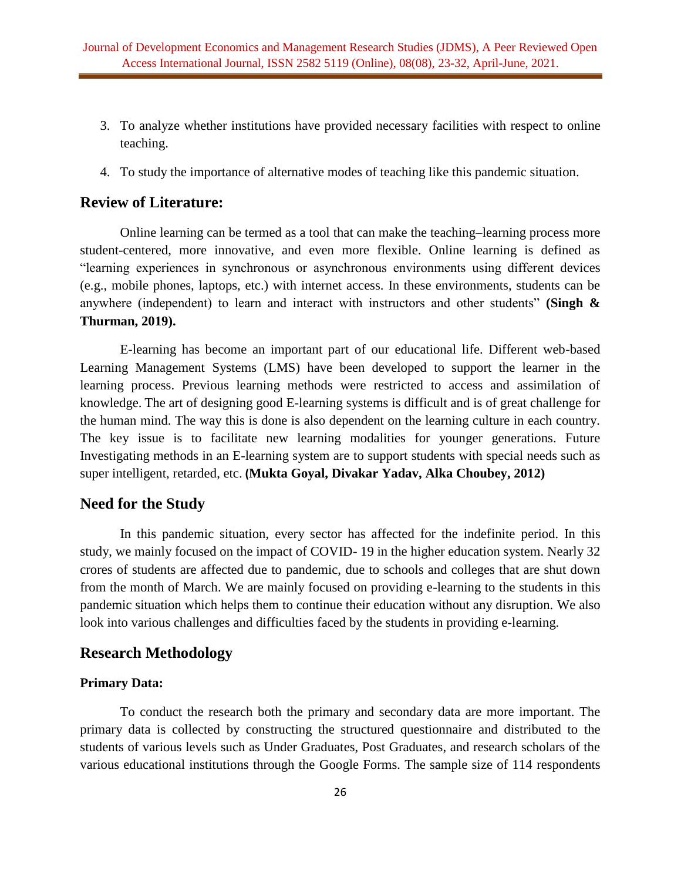3. To analyze whether institutions have provided necessary facilities with respect to online teaching.
4. To study the importance of alternative modes of teaching like this pandemic situation.

## Review of Literature:

Online learning can be termed as a tool that can make the teaching–learning process more student-centered, more innovative, and even more flexible. Online learning is defined as "learning experiences in synchronous or asynchronous environments using different devices (e.g., mobile phones, laptops, etc.) with internet access. In these environments, students can be anywhere (independent) to learn and interact with instructors and other students" **(Singh & Thurman, 2019).**

E-learning has become an important part of our educational life. Different web-based Learning Management Systems (LMS) have been developed to support the learner in the learning process. Previous learning methods were restricted to access and assimilation of knowledge. The art of designing good E-learning systems is difficult and is of great challenge for the human mind. The way this is done is also dependent on the learning culture in each country. The key issue is to facilitate new learning modalities for younger generations. Future Investigating methods in an E-learning system are to support students with special needs such as super intelligent, retarded, etc. **(Mukta Goyal, Divakar Yadav, Alka Choubey, 2012)**

## Need for the Study

In this pandemic situation, every sector has affected for the indefinite period. In this study, we mainly focused on the impact of COVID- 19 in the higher education system. Nearly 32 crores of students are affected due to pandemic, due to schools and colleges that are shut down from the month of March. We are mainly focused on providing e-learning to the students in this pandemic situation which helps them to continue their education without any disruption. We also look into various challenges and difficulties faced by the students in providing e-learning.

## Research Methodology

### Primary Data:

To conduct the research both the primary and secondary data are more important. The primary data is collected by constructing the structured questionnaire and distributed to the students of various levels such as Under Graduates, Post Graduates, and research scholars of the various educational institutions through the Google Forms. The sample size of 114 respondents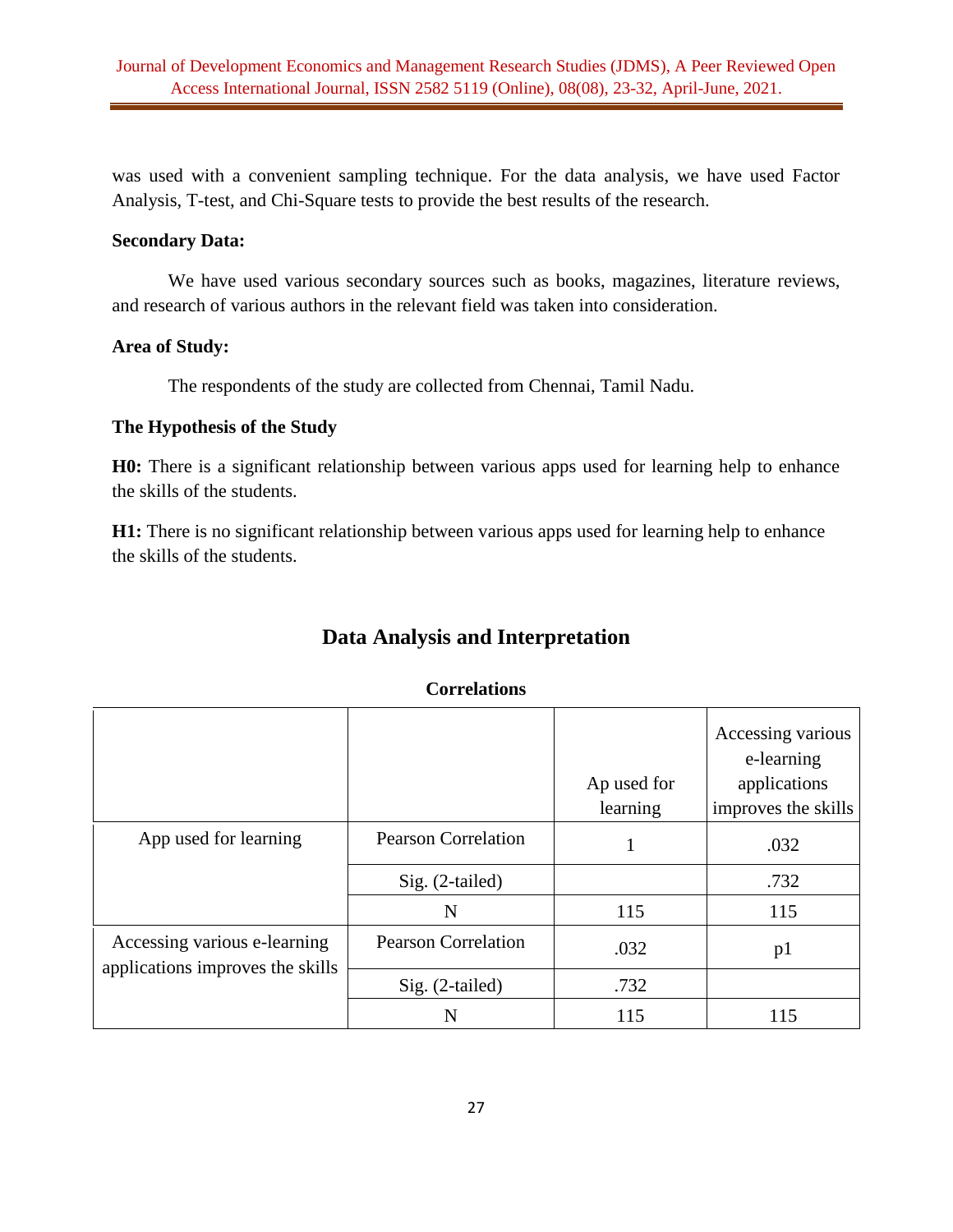was used with a convenient sampling technique. For the data analysis, we have used Factor Analysis, T-test, and Chi-Square tests to provide the best results of the research.

**Secondary Data:**

We have used various secondary sources such as books, magazines, literature reviews, and research of various authors in the relevant field was taken into consideration.

**Area of Study:**

The respondents of the study are collected from Chennai, Tamil Nadu.

**The Hypothesis of the Study**

**H0:** There is a significant relationship between various apps used for learning help to enhance the skills of the students.

**H1:** There is no significant relationship between various apps used for learning help to enhance the skills of the students.

## Data Analysis and Interpretation

**Correlations**

| | | Ap used for learning | Accessing various e-learning applications improves the skills |
|---|---|---|---|
| App used for learning | Pearson Correlation | 1 | .032 |
| | Sig. (2-tailed) | | .732 |
| | N | 115 | 115 |
| Accessing various e-learning applications improves the skills | Pearson Correlation | .032 | p1 |
| | Sig. (2-tailed) | .732 | |
| | N | 115 | 115 |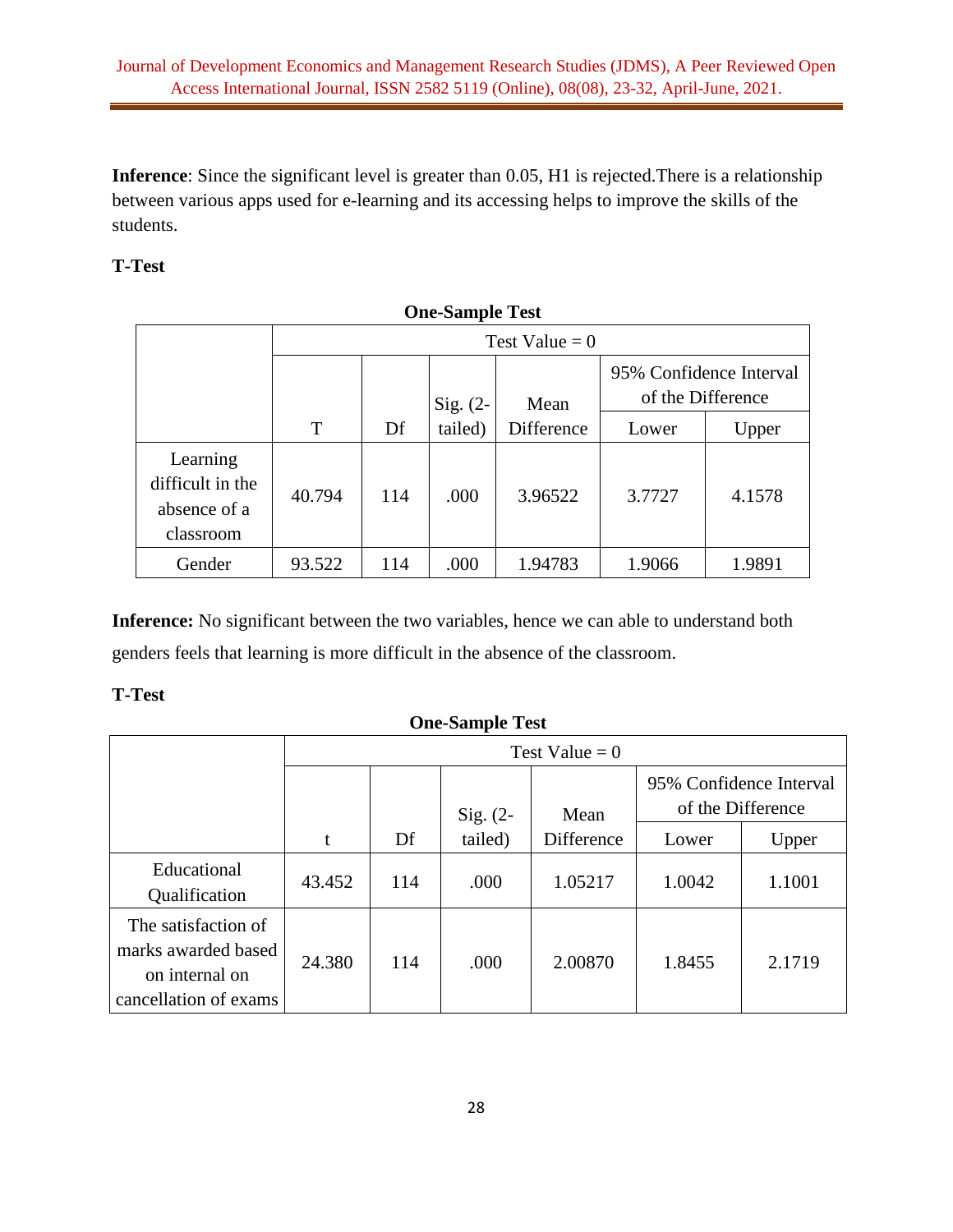**Inference**: Since the significant level is greater than 0.05, H1 is rejected.There is a relationship between various apps used for e-learning and its accessing helps to improve the skills of the students.

**T-Test**

**One-Sample Test**

| | Test Value = 0 | | | | | |
|---|---|---|---|---|---|---|
| | T | Df | Sig. (2-tailed) | Mean Difference | 95% Confidence Interval of the Difference Lower | Upper |
| Learning difficult in the absence of a classroom | 40.794 | 114 | .000 | 3.96522 | 3.7727 | 4.1578 |
| Gender | 93.522 | 114 | .000 | 1.94783 | 1.9066 | 1.9891 |

**Inference:** No significant between the two variables, hence we can able to understand both genders feels that learning is more difficult in the absence of the classroom.

**T-Test**

**One-Sample Test**

| | Test Value = 0 | | | | | |
|---|---|---|---|---|---|---|
| | t | Df | Sig. (2-tailed) | Mean Difference | 95% Confidence Interval of the Difference Lower | Upper |
| Educational Qualification | 43.452 | 114 | .000 | 1.05217 | 1.0042 | 1.1001 |
| The satisfaction of marks awarded based on internal on cancellation of exams | 24.380 | 114 | .000 | 2.00870 | 1.8455 | 2.1719 |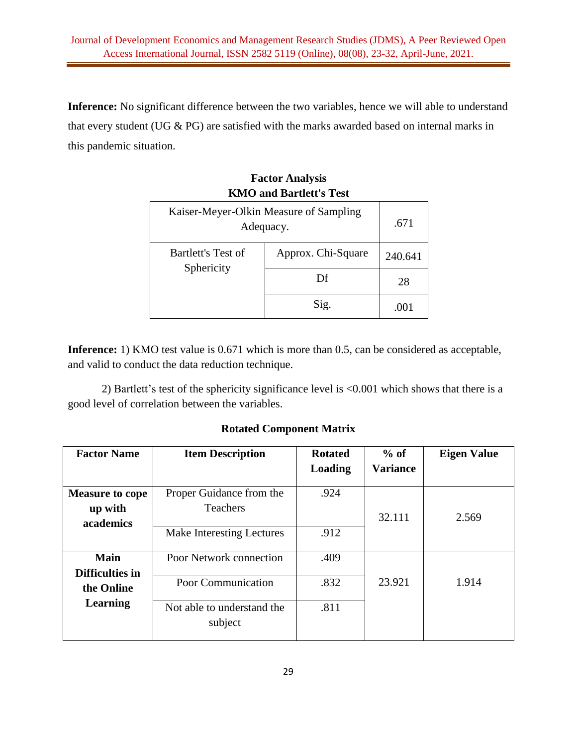**Inference:** No significant difference between the two variables, hence we will able to understand that every student (UG & PG) are satisfied with the marks awarded based on internal marks in this pandemic situation.

**Factor Analysis**

**KMO and Bartlett's Test**

| Kaiser-Meyer-Olkin Measure of Sampling Adequacy. | | .671 |
|---|---|---|
| Bartlett's Test of Sphericity | Approx. Chi-Square | 240.641 |
| | Df | 28 |
| | Sig. | .001 |

**Inference:** 1) KMO test value is 0.671 which is more than 0.5, can be considered as acceptable, and valid to conduct the data reduction technique.

2) Bartlett's test of the sphericity significance level is <0.001 which shows that there is a good level of correlation between the variables.

**Rotated Component Matrix**

| Factor Name | Item Description | Rotated Loading | % of Variance | Eigen Value |
|---|---|---|---|---|
| **Measure to cope up with academics** | Proper Guidance from the Teachers | .924 | 32.111 | 2.569 |
| | Make Interesting Lectures | .912 | | |
| **Main Difficulties in the Online Learning** | Poor Network connection | .409 | 23.921 | 1.914 |
| | Poor Communication | .832 | | |
| | Not able to understand the subject | .811 | | |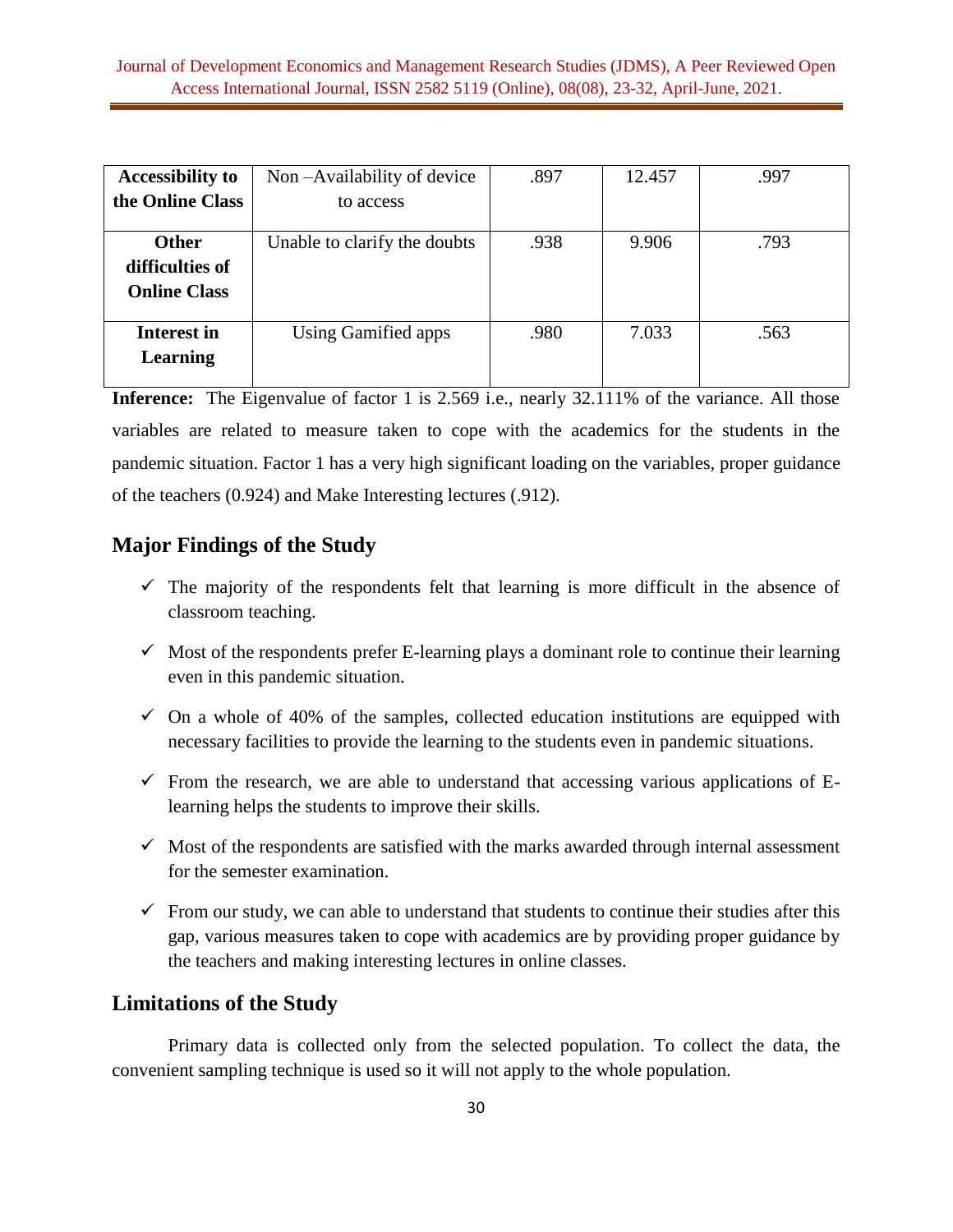| Accessibility to the Online Class | Non –Availability of device to access | .897 | 12.457 | .997 |
|---|---|---|---|---|
| Other difficulties of Online Class | Unable to clarify the doubts | .938 | 9.906 | .793 |
| Interest in Learning | Using Gamified apps | .980 | 7.033 | .563 |

**Inference:** The Eigenvalue of factor 1 is 2.569 i.e., nearly 32.111% of the variance. All those variables are related to measure taken to cope with the academics for the students in the pandemic situation. Factor 1 has a very high significant loading on the variables, proper guidance of the teachers (0.924) and Make Interesting lectures (.912).

## Major Findings of the Study

- ✓ The majority of the respondents felt that learning is more difficult in the absence of classroom teaching.
- ✓ Most of the respondents prefer E-learning plays a dominant role to continue their learning even in this pandemic situation.
- ✓ On a whole of 40% of the samples, collected education institutions are equipped with necessary facilities to provide the learning to the students even in pandemic situations.
- ✓ From the research, we are able to understand that accessing various applications of E-learning helps the students to improve their skills.
- ✓ Most of the respondents are satisfied with the marks awarded through internal assessment for the semester examination.
- ✓ From our study, we can able to understand that students to continue their studies after this gap, various measures taken to cope with academics are by providing proper guidance by the teachers and making interesting lectures in online classes.

## Limitations of the Study

Primary data is collected only from the selected population. To collect the data, the convenient sampling technique is used so it will not apply to the whole population.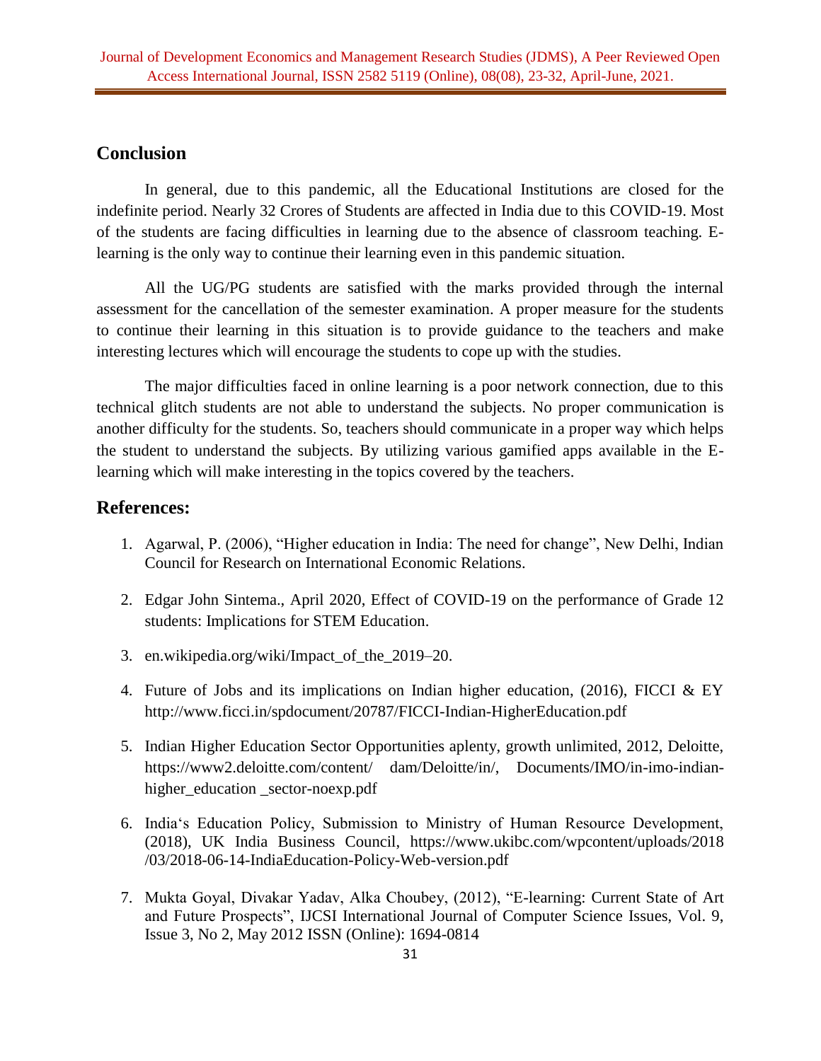## Conclusion

In general, due to this pandemic, all the Educational Institutions are closed for the indefinite period. Nearly 32 Crores of Students are affected in India due to this COVID-19. Most of the students are facing difficulties in learning due to the absence of classroom teaching. E-learning is the only way to continue their learning even in this pandemic situation.

All the UG/PG students are satisfied with the marks provided through the internal assessment for the cancellation of the semester examination. A proper measure for the students to continue their learning in this situation is to provide guidance to the teachers and make interesting lectures which will encourage the students to cope up with the studies.

The major difficulties faced in online learning is a poor network connection, due to this technical glitch students are not able to understand the subjects. No proper communication is another difficulty for the students. So, teachers should communicate in a proper way which helps the student to understand the subjects. By utilizing various gamified apps available in the E-learning which will make interesting in the topics covered by the teachers.

## References:

1. Agarwal, P. (2006), "Higher education in India: The need for change", New Delhi, Indian Council for Research on International Economic Relations.
2. Edgar John Sintema., April 2020, Effect of COVID-19 on the performance of Grade 12 students: Implications for STEM Education.
3. en.wikipedia.org/wiki/Impact_of_the_2019–20.
4. Future of Jobs and its implications on Indian higher education, (2016), FICCI & EY http://www.ficci.in/spdocument/20787/FICCI-Indian-HigherEducation.pdf
5. Indian Higher Education Sector Opportunities aplenty, growth unlimited, 2012, Deloitte, https://www2.deloitte.com/content/ dam/Deloitte/in/, Documents/IMO/in-imo-indian-higher_education _sector-noexp.pdf
6. India's Education Policy, Submission to Ministry of Human Resource Development, (2018), UK India Business Council, https://www.ukibc.com/wpcontent/uploads/2018 /03/2018-06-14-IndiaEducation-Policy-Web-version.pdf
7. Mukta Goyal, Divakar Yadav, Alka Choubey, (2012), "E-learning: Current State of Art and Future Prospects", IJCSI International Journal of Computer Science Issues, Vol. 9, Issue 3, No 2, May 2012 ISSN (Online): 1694-0814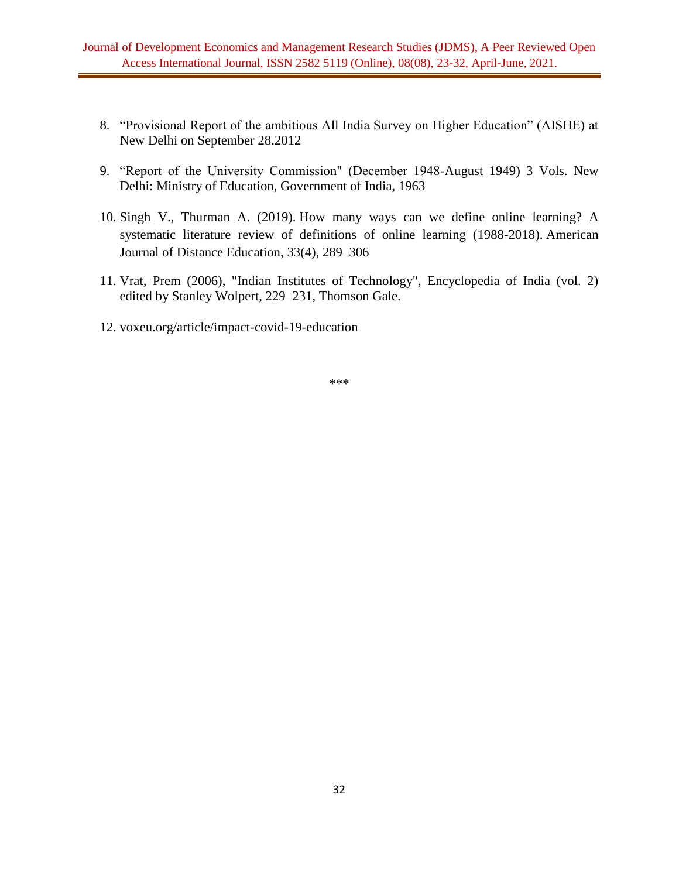8. “Provisional Report of the ambitious All India Survey on Higher Education” (AISHE) at New Delhi on September 28.2012

9. “Report of the University Commission" (December 1948-August 1949) 3 Vols. New Delhi: Ministry of Education, Government of India, 1963

10. Singh V., Thurman A. (2019). How many ways can we define online learning? A systematic literature review of definitions of online learning (1988-2018). American Journal of Distance Education, 33(4), 289–306

11. Vrat, Prem (2006), "Indian Institutes of Technology", Encyclopedia of India (vol. 2) edited by Stanley Wolpert, 229–231, Thomson Gale.

12. voxeu.org/article/impact-covid-19-education

***